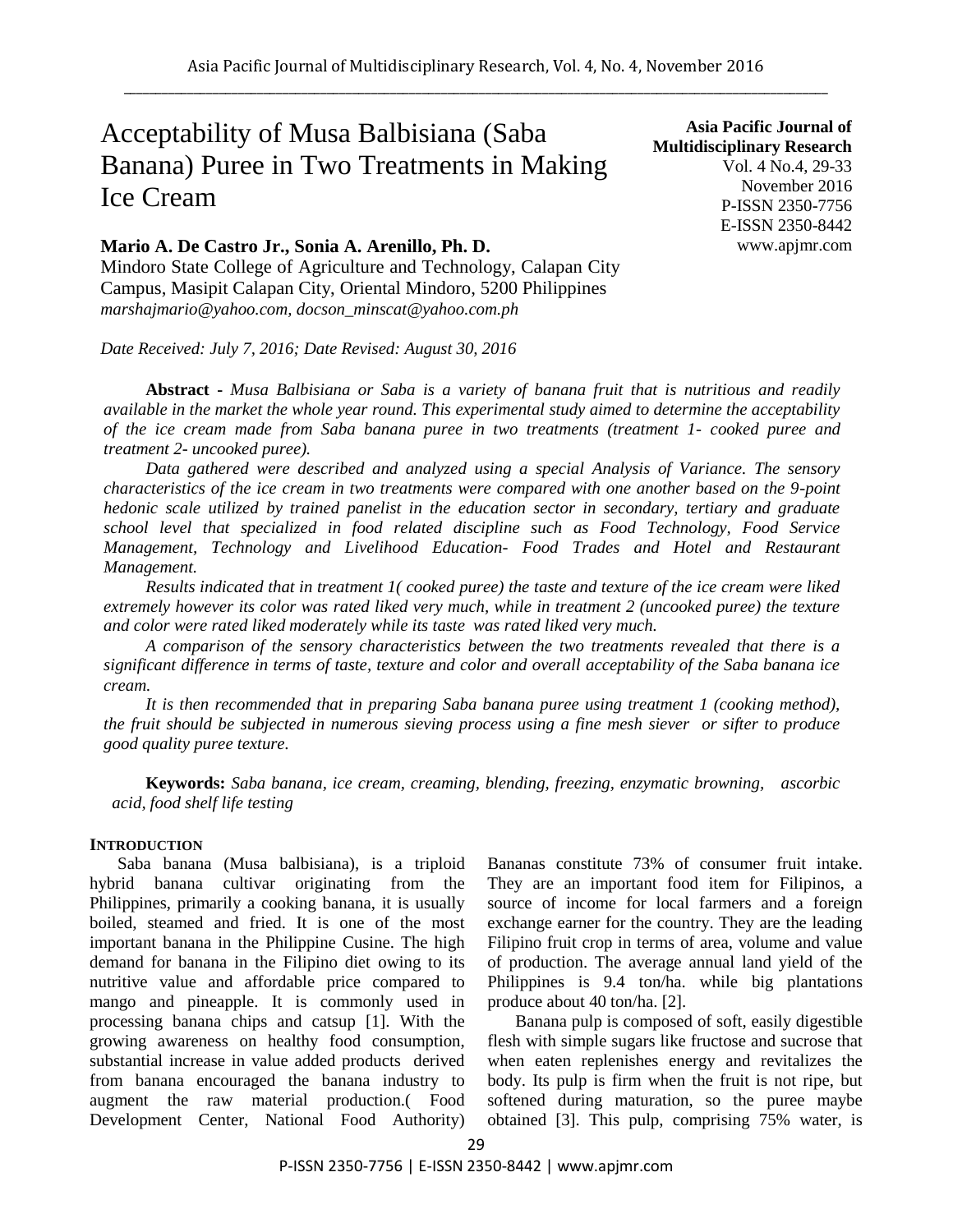# Acceptability of Musa Balbisiana (Saba Banana) Puree in Two Treatments in Making Ice Cream

**Asia Pacific Journal of Multidisciplinary Research**
Vol. 4 No.4, 29-33
November 2016
P-ISSN 2350-7756
E-ISSN 2350-8442
www.apjmr.com

**Mario A. De Castro Jr., Sonia A. Arenillo, Ph. D.**

Mindoro State College of Agriculture and Technology, Calapan City Campus, Masipit Calapan City, Oriental Mindoro, 5200 Philippines

*marshajmario@yahoo.com, docson_minscat@yahoo.com.ph*

*Date Received: July 7, 2016; Date Revised: August 30, 2016*

**Abstract** - *Musa Balbisiana or Saba is a variety of banana fruit that is nutritious and readily available in the market the whole year round. This experimental study aimed to determine the acceptability of the ice cream made from Saba banana puree in two treatments (treatment 1- cooked puree and treatment 2- uncooked puree).*

*Data gathered were described and analyzed using a special Analysis of Variance. The sensory characteristics of the ice cream in two treatments were compared with one another based on the 9-point hedonic scale utilized by trained panelist in the education sector in secondary, tertiary and graduate school level that specialized in food related discipline such as Food Technology, Food Service Management, Technology and Livelihood Education- Food Trades and Hotel and Restaurant Management.*

*Results indicated that in treatment 1( cooked puree) the taste and texture of the ice cream were liked extremely however its color was rated liked very much, while in treatment 2 (uncooked puree) the texture and color were rated liked moderately while its taste was rated liked very much.*

*A comparison of the sensory characteristics between the two treatments revealed that there is a significant difference in terms of taste, texture and color and overall acceptability of the Saba banana ice cream.*

*It is then recommended that in preparing Saba banana puree using treatment 1 (cooking method), the fruit should be subjected in numerous sieving process using a fine mesh siever or sifter to produce good quality puree texture.*

**Keywords:** *Saba banana, ice cream, creaming, blending, freezing, enzymatic browning, ascorbic acid, food shelf life testing*

## INTRODUCTION

Saba banana (Musa balbisiana), is a triploid hybrid banana cultivar originating from the Philippines, primarily a cooking banana, it is usually boiled, steamed and fried. It is one of the most important banana in the Philippine Cusine. The high demand for banana in the Filipino diet owing to its nutritive value and affordable price compared to mango and pineapple. It is commonly used in processing banana chips and catsup [1]. With the growing awareness on healthy food consumption, substantial increase in value added products derived from banana encouraged the banana industry to augment the raw material production.( Food Development Center, National Food Authority) Bananas constitute 73% of consumer fruit intake. They are an important food item for Filipinos, a source of income for local farmers and a foreign exchange earner for the country. They are the leading Filipino fruit crop in terms of area, volume and value of production. The average annual land yield of the Philippines is 9.4 ton/ha. while big plantations produce about 40 ton/ha. [2].

Banana pulp is composed of soft, easily digestible flesh with simple sugars like fructose and sucrose that when eaten replenishes energy and revitalizes the body. Its pulp is firm when the fruit is not ripe, but softened during maturation, so the puree maybe obtained [3]. This pulp, comprising 75% water, is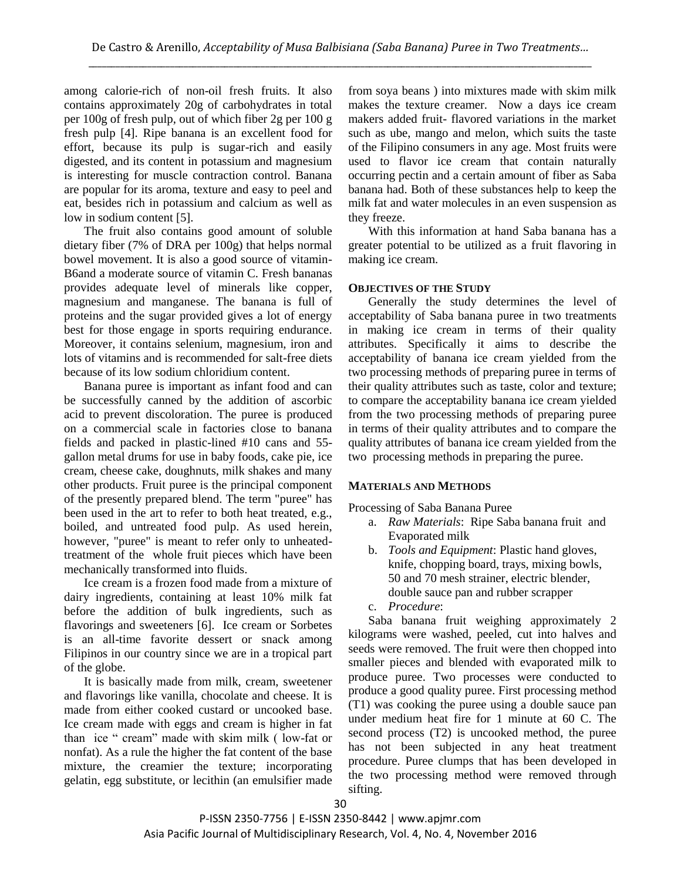among calorie-rich of non-oil fresh fruits. It also contains approximately 20g of carbohydrates in total per 100g of fresh pulp, out of which fiber 2g per 100 g fresh pulp [4]. Ripe banana is an excellent food for effort, because its pulp is sugar-rich and easily digested, and its content in potassium and magnesium is interesting for muscle contraction control. Banana are popular for its aroma, texture and easy to peel and eat, besides rich in potassium and calcium as well as low in sodium content [5].

The fruit also contains good amount of soluble dietary fiber (7% of DRA per 100g) that helps normal bowel movement. It is also a good source of vitamin-B6and a moderate source of vitamin C. Fresh bananas provides adequate level of minerals like copper, magnesium and manganese. The banana is full of proteins and the sugar provided gives a lot of energy best for those engage in sports requiring endurance. Moreover, it contains selenium, magnesium, iron and lots of vitamins and is recommended for salt-free diets because of its low sodium chloridium content.

Banana puree is important as infant food and can be successfully canned by the addition of ascorbic acid to prevent discoloration. The puree is produced on a commercial scale in factories close to banana fields and packed in plastic-lined #10 cans and 55-gallon metal drums for use in baby foods, cake pie, ice cream, cheese cake, doughnuts, milk shakes and many other products. Fruit puree is the principal component of the presently prepared blend. The term "puree" has been used in the art to refer to both heat treated, e.g., boiled, and untreated food pulp. As used herein, however, "puree" is meant to refer only to unheated-treatment of the whole fruit pieces which have been mechanically transformed into fluids.

Ice cream is a frozen food made from a mixture of dairy ingredients, containing at least 10% milk fat before the addition of bulk ingredients, such as flavorings and sweeteners [6]. Ice cream or Sorbetes is an all-time favorite dessert or snack among Filipinos in our country since we are in a tropical part of the globe.

It is basically made from milk, cream, sweetener and flavorings like vanilla, chocolate and cheese. It is made from either cooked custard or uncooked base. Ice cream made with eggs and cream is higher in fat than ice " cream" made with skim milk ( low-fat or nonfat). As a rule the higher the fat content of the base mixture, the creamier the texture; incorporating gelatin, egg substitute, or lecithin (an emulsifier made from soya beans ) into mixtures made with skim milk makes the texture creamer. Now a days ice cream makers added fruit- flavored variations in the market such as ube, mango and melon, which suits the taste of the Filipino consumers in any age. Most fruits were used to flavor ice cream that contain naturally occurring pectin and a certain amount of fiber as Saba banana had. Both of these substances help to keep the milk fat and water molecules in an even suspension as they freeze.

With this information at hand Saba banana has a greater potential to be utilized as a fruit flavoring in making ice cream.

## OBJECTIVES OF THE STUDY

Generally the study determines the level of acceptability of Saba banana puree in two treatments in making ice cream in terms of their quality attributes. Specifically it aims to describe the acceptability of banana ice cream yielded from the two processing methods of preparing puree in terms of their quality attributes such as taste, color and texture; to compare the acceptability banana ice cream yielded from the two processing methods of preparing puree in terms of their quality attributes and to compare the quality attributes of banana ice cream yielded from the two processing methods in preparing the puree.

## MATERIALS AND METHODS

Processing of Saba Banana Puree

a. *Raw Materials*: Ripe Saba banana fruit and Evaporated milk
b. *Tools and Equipment*: Plastic hand gloves, knife, chopping board, trays, mixing bowls, 50 and 70 mesh strainer, electric blender, double sauce pan and rubber scrapper
c. *Procedure*:

Saba banana fruit weighing approximately 2 kilograms were washed, peeled, cut into halves and seeds were removed. The fruit were then chopped into smaller pieces and blended with evaporated milk to produce puree. Two processes were conducted to produce a good quality puree. First processing method (T1) was cooking the puree using a double sauce pan under medium heat fire for 1 minute at 60 C. The second process (T2) is uncooked method, the puree has not been subjected in any heat treatment procedure. Puree clumps that has been developed in the two processing method were removed through sifting.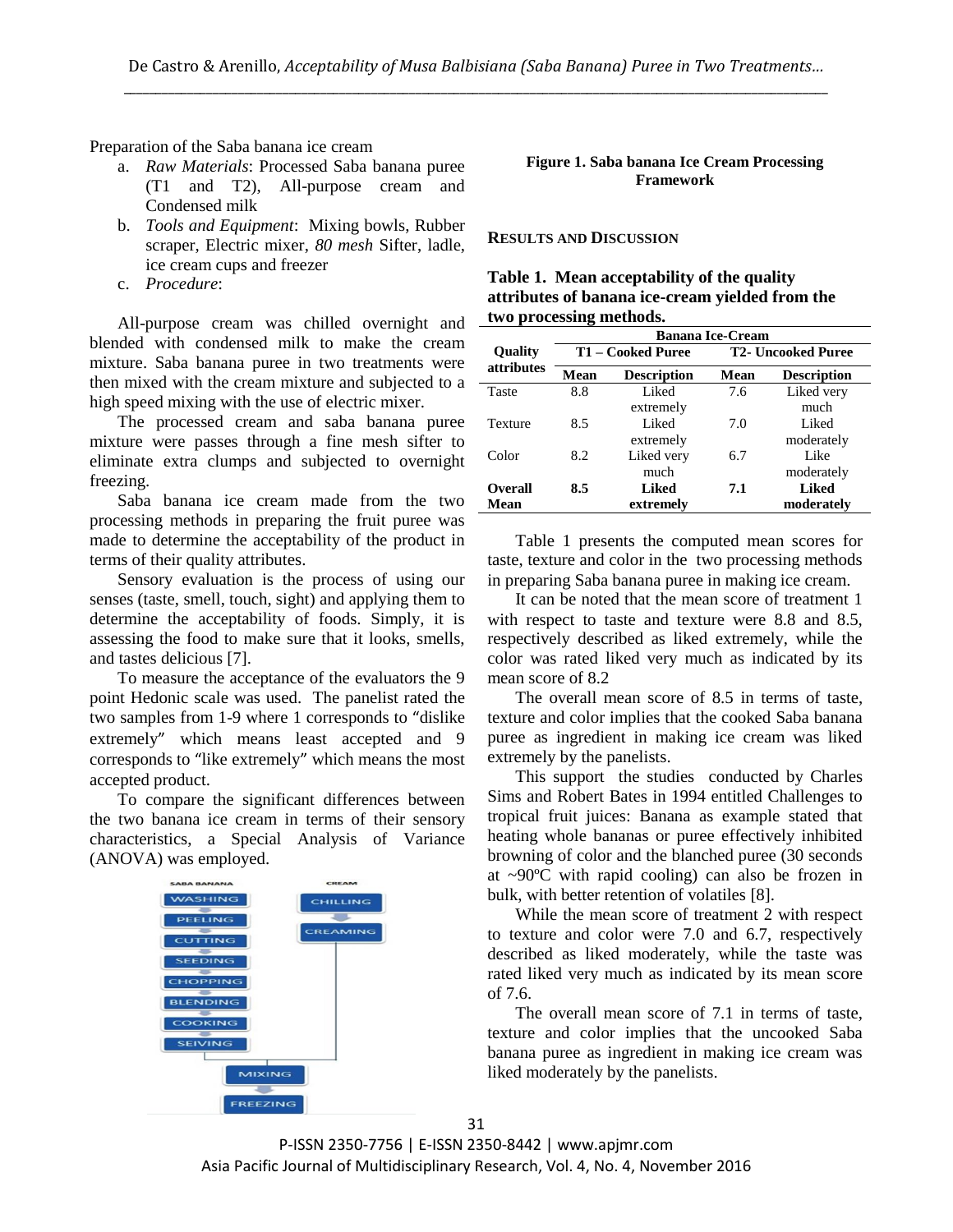Preparation of the Saba banana ice cream

a. *Raw Materials*: Processed Saba banana puree (T1 and T2), All-purpose cream and Condensed milk
b. *Tools and Equipment*: Mixing bowls, Rubber scraper, Electric mixer, *80 mesh* Sifter, ladle, ice cream cups and freezer
c. *Procedure*:

All-purpose cream was chilled overnight and blended with condensed milk to make the cream mixture. Saba banana puree in two treatments were then mixed with the cream mixture and subjected to a high speed mixing with the use of electric mixer.

The processed cream and saba banana puree mixture were passes through a fine mesh sifter to eliminate extra clumps and subjected to overnight freezing.

Saba banana ice cream made from the two processing methods in preparing the fruit puree was made to determine the acceptability of the product in terms of their quality attributes.

Sensory evaluation is the process of using our senses (taste, smell, touch, sight) and applying them to determine the acceptability of foods. Simply, it is assessing the food to make sure that it looks, smells, and tastes delicious [7].

To measure the acceptance of the evaluators the 9 point Hedonic scale was used. The panelist rated the two samples from 1-9 where 1 corresponds to "dislike extremely" which means least accepted and 9 corresponds to "like extremely" which means the most accepted product.

To compare the significant differences between the two banana ice cream in terms of their sensory characteristics, a Special Analysis of Variance (ANOVA) was employed.

SABA BANANA: WASHING → PEELING → CUTTING → SEEDING → CHOPPING → BLENDING → COOKING → SEIVING

CREAM: CHILLING → CREAMING

MIXING → FREEZING

**Figure 1. Saba banana Ice Cream Processing Framework**

## RESULTS AND DISCUSSION

**Table 1. Mean acceptability of the quality attributes of banana ice-cream yielded from the two processing methods.**

| Quality attributes | Banana Ice-Cream | | | |
|---|---|---|---|---|
| | T1 – Cooked Puree | | T2- Uncooked Puree | |
| | Mean | Description | Mean | Description |
| Taste | 8.8 | Liked extremely | 7.6 | Liked very much |
| Texture | 8.5 | Liked extremely | 7.0 | Liked moderately |
| Color | 8.2 | Liked very much | 6.7 | Like moderately |
| **Overall Mean** | **8.5** | **Liked extremely** | **7.1** | **Liked moderately** |

Table 1 presents the computed mean scores for taste, texture and color in the two processing methods in preparing Saba banana puree in making ice cream.

It can be noted that the mean score of treatment 1 with respect to taste and texture were 8.8 and 8.5, respectively described as liked extremely, while the color was rated liked very much as indicated by its mean score of 8.2

The overall mean score of 8.5 in terms of taste, texture and color implies that the cooked Saba banana puree as ingredient in making ice cream was liked extremely by the panelists.

This support the studies conducted by Charles Sims and Robert Bates in 1994 entitled Challenges to tropical fruit juices: Banana as example stated that heating whole bananas or puree effectively inhibited browning of color and the blanched puree (30 seconds at ~90ºC with rapid cooling) can also be frozen in bulk, with better retention of volatiles [8].

While the mean score of treatment 2 with respect to texture and color were 7.0 and 6.7, respectively described as liked moderately, while the taste was rated liked very much as indicated by its mean score of 7.6.

The overall mean score of 7.1 in terms of taste, texture and color implies that the uncooked Saba banana puree as ingredient in making ice cream was liked moderately by the panelists.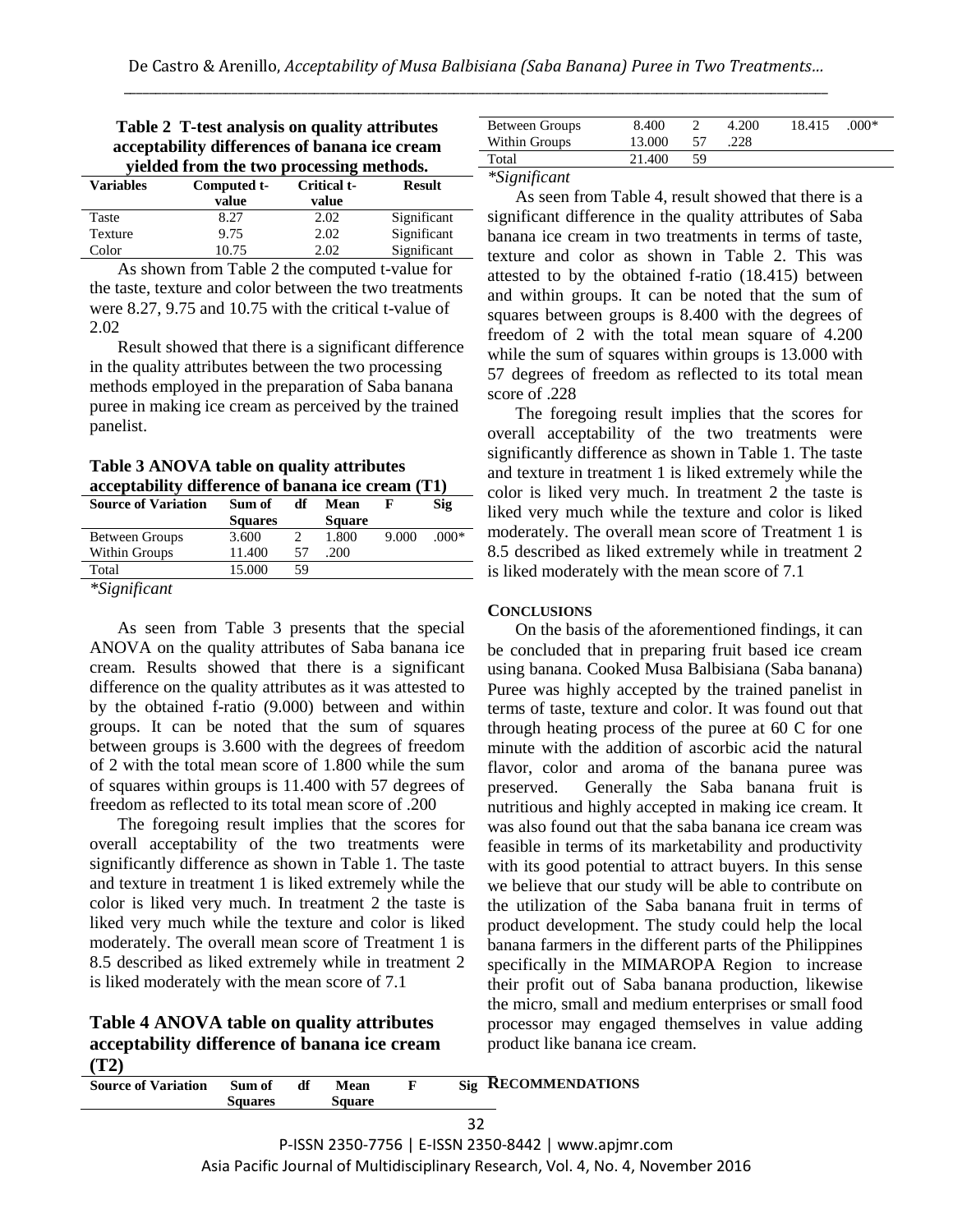**Table 2 T-test analysis on quality attributes acceptability differences of banana ice cream yielded from the two processing methods.**

| Variables | Computed t-value | Critical t-value | Result |
|---|---|---|---|
| Taste | 8.27 | 2.02 | Significant |
| Texture | 9.75 | 2.02 | Significant |
| Color | 10.75 | 2.02 | Significant |

As shown from Table 2 the computed t-value for the taste, texture and color between the two treatments were 8.27, 9.75 and 10.75 with the critical t-value of 2.02

Result showed that there is a significant difference in the quality attributes between the two processing methods employed in the preparation of Saba banana puree in making ice cream as perceived by the trained panelist.

**Table 3 ANOVA table on quality attributes acceptability difference of banana ice cream (T1)**

| Source of Variation | Sum of Squares | df | Mean Square | F | Sig |
|---|---|---|---|---|---|
| Between Groups | 3.600 | 2 | 1.800 | 9.000 | .000* |
| Within Groups | 11.400 | 57 | .200 | | |
| Total | 15.000 | 59 | | | |

*Significant

As seen from Table 3 presents that the special ANOVA on the quality attributes of Saba banana ice cream. Results showed that there is a significant difference on the quality attributes as it was attested to by the obtained f-ratio (9.000) between and within groups. It can be noted that the sum of squares between groups is 3.600 with the degrees of freedom of 2 with the total mean score of 1.800 while the sum of squares within groups is 11.400 with 57 degrees of freedom as reflected to its total mean score of .200

The foregoing result implies that the scores for overall acceptability of the two treatments were significantly difference as shown in Table 1. The taste and texture in treatment 1 is liked extremely while the color is liked very much. In treatment 2 the taste is liked very much while the texture and color is liked moderately. The overall mean score of Treatment 1 is 8.5 described as liked extremely while in treatment 2 is liked moderately with the mean score of 7.1

**Table 4 ANOVA table on quality attributes acceptability difference of banana ice cream (T2)**

| Source of Variation | Sum of Squares | df | Mean Square | F | Sig |
|---|---|---|---|---|---|
| Between Groups | 8.400 | 2 | 4.200 | 18.415 | .000* |
| Within Groups | 13.000 | 57 | .228 | | |
| Total | 21.400 | 59 | | | |

*Significant

As seen from Table 4, result showed that there is a significant difference in the quality attributes of Saba banana ice cream in two treatments in terms of taste, texture and color as shown in Table 2. This was attested to by the obtained f-ratio (18.415) between and within groups. It can be noted that the sum of squares between groups is 8.400 with the degrees of freedom of 2 with the total mean square of 4.200 while the sum of squares within groups is 13.000 with 57 degrees of freedom as reflected to its total mean score of .228

The foregoing result implies that the scores for overall acceptability of the two treatments were significantly difference as shown in Table 1. The taste and texture in treatment 1 is liked extremely while the color is liked very much. In treatment 2 the taste is liked very much while the texture and color is liked moderately. The overall mean score of Treatment 1 is 8.5 described as liked extremely while in treatment 2 is liked moderately with the mean score of 7.1

## CONCLUSIONS

On the basis of the aforementioned findings, it can be concluded that in preparing fruit based ice cream using banana. Cooked Musa Balbisiana (Saba banana) Puree was highly accepted by the trained panelist in terms of taste, texture and color. It was found out that through heating process of the puree at 60 C for one minute with the addition of ascorbic acid the natural flavor, color and aroma of the banana puree was preserved. Generally the Saba banana fruit is nutritious and highly accepted in making ice cream. It was also found out that the saba banana ice cream was feasible in terms of its marketability and productivity with its good potential to attract buyers. In this sense we believe that our study will be able to contribute on the utilization of the Saba banana fruit in terms of product development. The study could help the local banana farmers in the different parts of the Philippines specifically in the MIMAROPA Region to increase their profit out of Saba banana production, likewise the micro, small and medium enterprises or small food processor may engaged themselves in value adding product like banana ice cream.

## RECOMMENDATIONS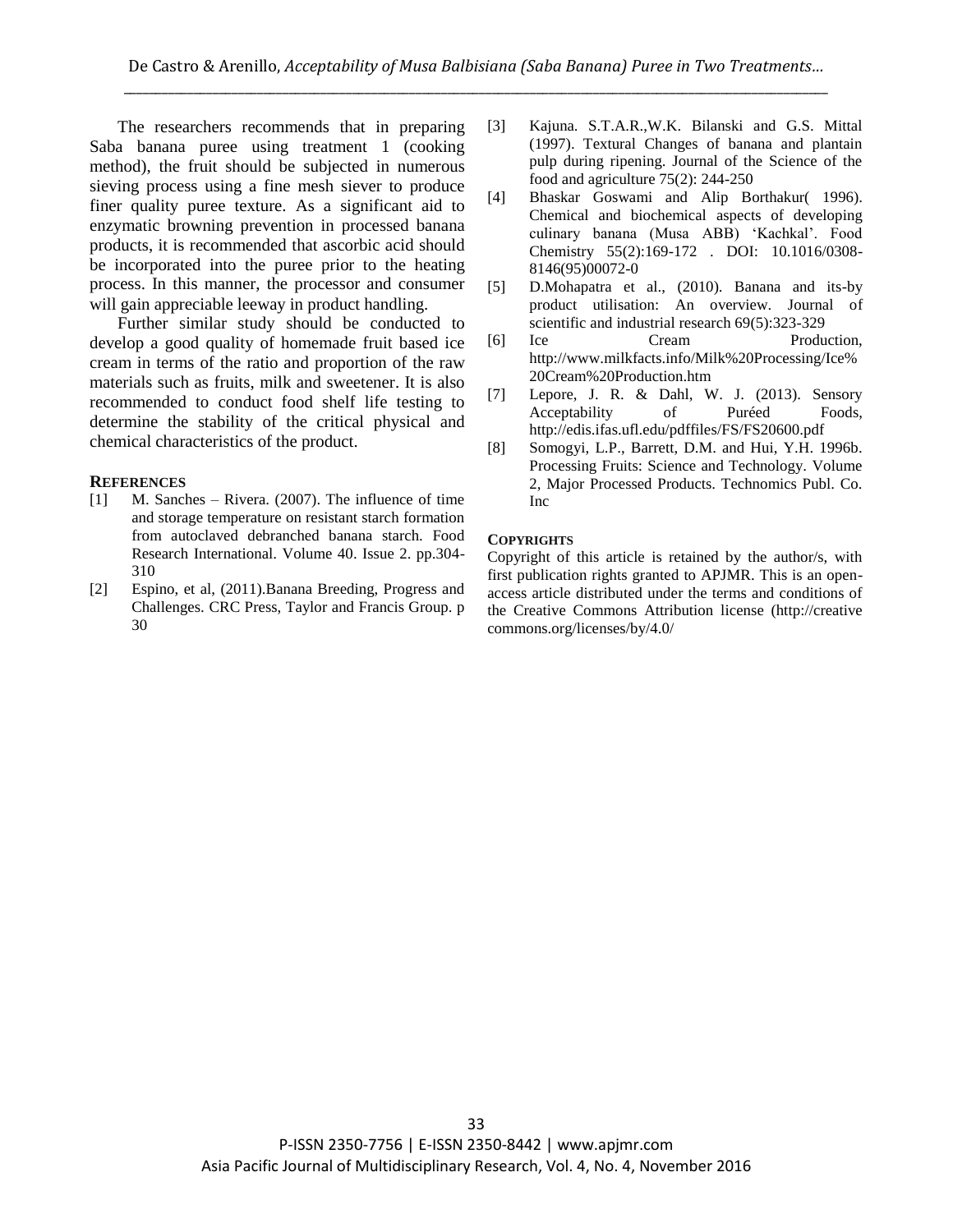The researchers recommends that in preparing Saba banana puree using treatment 1 (cooking method), the fruit should be subjected in numerous sieving process using a fine mesh siever to produce finer quality puree texture. As a significant aid to enzymatic browning prevention in processed banana products, it is recommended that ascorbic acid should be incorporated into the puree prior to the heating process. In this manner, the processor and consumer will gain appreciable leeway in product handling.

Further similar study should be conducted to develop a good quality of homemade fruit based ice cream in terms of the ratio and proportion of the raw materials such as fruits, milk and sweetener. It is also recommended to conduct food shelf life testing to determine the stability of the critical physical and chemical characteristics of the product.

## REFERENCES

[1] M. Sanches – Rivera. (2007). The influence of time and storage temperature on resistant starch formation from autoclaved debranched banana starch. Food Research International. Volume 40. Issue 2. pp.304-310

[2] Espino, et al, (2011).Banana Breeding, Progress and Challenges. CRC Press, Taylor and Francis Group. p 30

[3] Kajuna. S.T.A.R.,W.K. Bilanski and G.S. Mittal (1997). Textural Changes of banana and plantain pulp during ripening. Journal of the Science of the food and agriculture 75(2): 244-250

[4] Bhaskar Goswami and Alip Borthakur( 1996). Chemical and biochemical aspects of developing culinary banana (Musa ABB) 'Kachkal'. Food Chemistry 55(2):169-172 . DOI: 10.1016/0308-8146(95)00072-0

[5] D.Mohapatra et al., (2010). Banana and its-by product utilisation: An overview. Journal of scientific and industrial research 69(5):323-329

[6] Ice Cream Production, http://www.milkfacts.info/Milk%20Processing/Ice%20Cream%20Production.htm

[7] Lepore, J. R. & Dahl, W. J. (2013). Sensory Acceptability of Puréed Foods, http://edis.ifas.ufl.edu/pdffiles/FS/FS20600.pdf

[8] Somogyi, L.P., Barrett, D.M. and Hui, Y.H. 1996b. Processing Fruits: Science and Technology. Volume 2, Major Processed Products. Technomics Publ. Co. Inc

## COPYRIGHTS

Copyright of this article is retained by the author/s, with first publication rights granted to APJMR. This is an open-access article distributed under the terms and conditions of the Creative Commons Attribution license (http://creative commons.org/licenses/by/4.0/